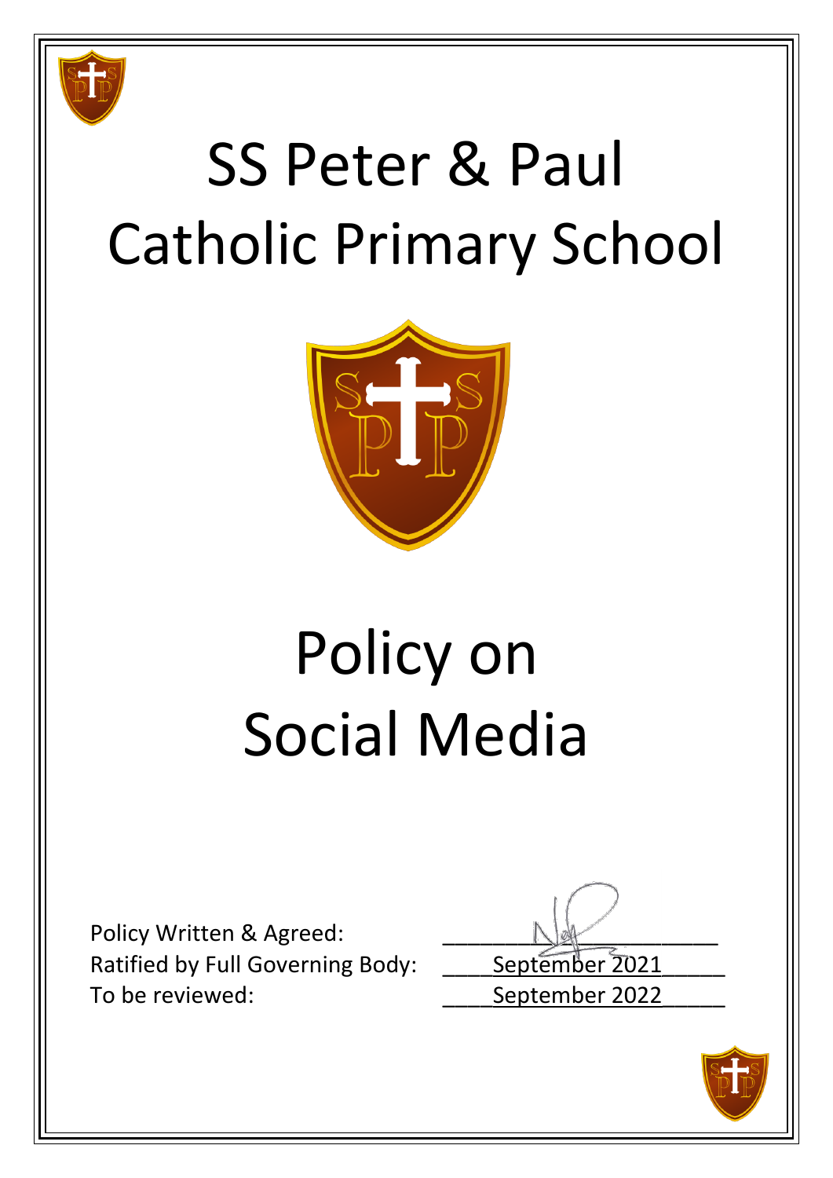# SS Peter & Paul Catholic Primary School

# Policy on Social Media

Policy Written & Agreed: ____________________

Ratified by Full Governing Body: September 2021

To be reviewed: September 2022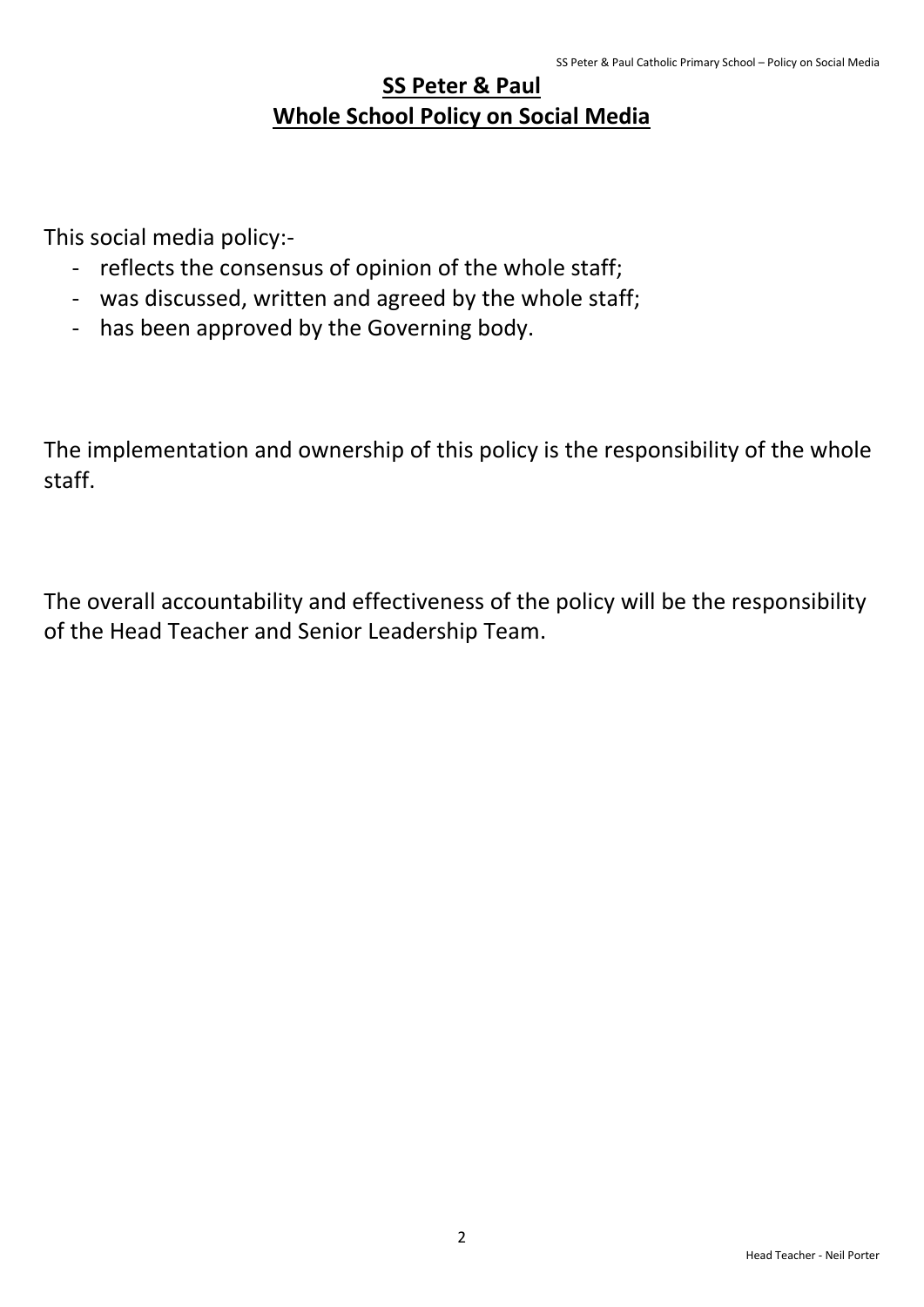## SS Peter & Paul
## Whole School Policy on Social Media

This social media policy:-

- reflects the consensus of opinion of the whole staff;
- was discussed, written and agreed by the whole staff;
- has been approved by the Governing body.

The implementation and ownership of this policy is the responsibility of the whole staff.

The overall accountability and effectiveness of the policy will be the responsibility of the Head Teacher and Senior Leadership Team.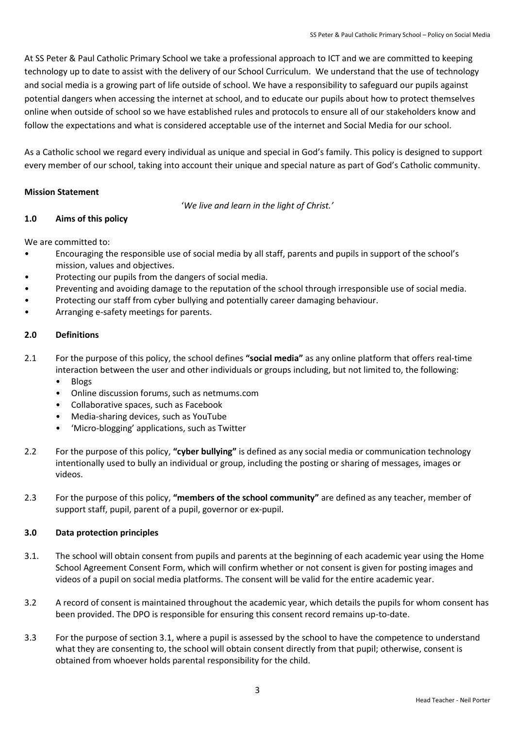At SS Peter & Paul Catholic Primary School we take a professional approach to ICT and we are committed to keeping technology up to date to assist with the delivery of our School Curriculum. We understand that the use of technology and social media is a growing part of life outside of school. We have a responsibility to safeguard our pupils against potential dangers when accessing the internet at school, and to educate our pupils about how to protect themselves online when outside of school so we have established rules and protocols to ensure all of our stakeholders know and follow the expectations and what is considered acceptable use of the internet and Social Media for our school.

As a Catholic school we regard every individual as unique and special in God's family. This policy is designed to support every member of our school, taking into account their unique and special nature as part of God's Catholic community.

**Mission Statement**

'*We live and learn in the light of Christ.*'

## 1.0 Aims of this policy

We are committed to:

- Encouraging the responsible use of social media by all staff, parents and pupils in support of the school's mission, values and objectives.
- Protecting our pupils from the dangers of social media.
- Preventing and avoiding damage to the reputation of the school through irresponsible use of social media.
- Protecting our staff from cyber bullying and potentially career damaging behaviour.
- Arranging e-safety meetings for parents.

## 2.0 Definitions

2.1 For the purpose of this policy, the school defines **"social media"** as any online platform that offers real-time interaction between the user and other individuals or groups including, but not limited to, the following:

- Blogs
- Online discussion forums, such as netmums.com
- Collaborative spaces, such as Facebook
- Media-sharing devices, such as YouTube
- 'Micro-blogging' applications, such as Twitter

2.2 For the purpose of this policy, **"cyber bullying"** is defined as any social media or communication technology intentionally used to bully an individual or group, including the posting or sharing of messages, images or videos.

2.3 For the purpose of this policy, **"members of the school community"** are defined as any teacher, member of support staff, pupil, parent of a pupil, governor or ex-pupil.

## 3.0 Data protection principles

3.1. The school will obtain consent from pupils and parents at the beginning of each academic year using the Home School Agreement Consent Form, which will confirm whether or not consent is given for posting images and videos of a pupil on social media platforms. The consent will be valid for the entire academic year.

3.2 A record of consent is maintained throughout the academic year, which details the pupils for whom consent has been provided. The DPO is responsible for ensuring this consent record remains up-to-date.

3.3 For the purpose of section 3.1, where a pupil is assessed by the school to have the competence to understand what they are consenting to, the school will obtain consent directly from that pupil; otherwise, consent is obtained from whoever holds parental responsibility for the child.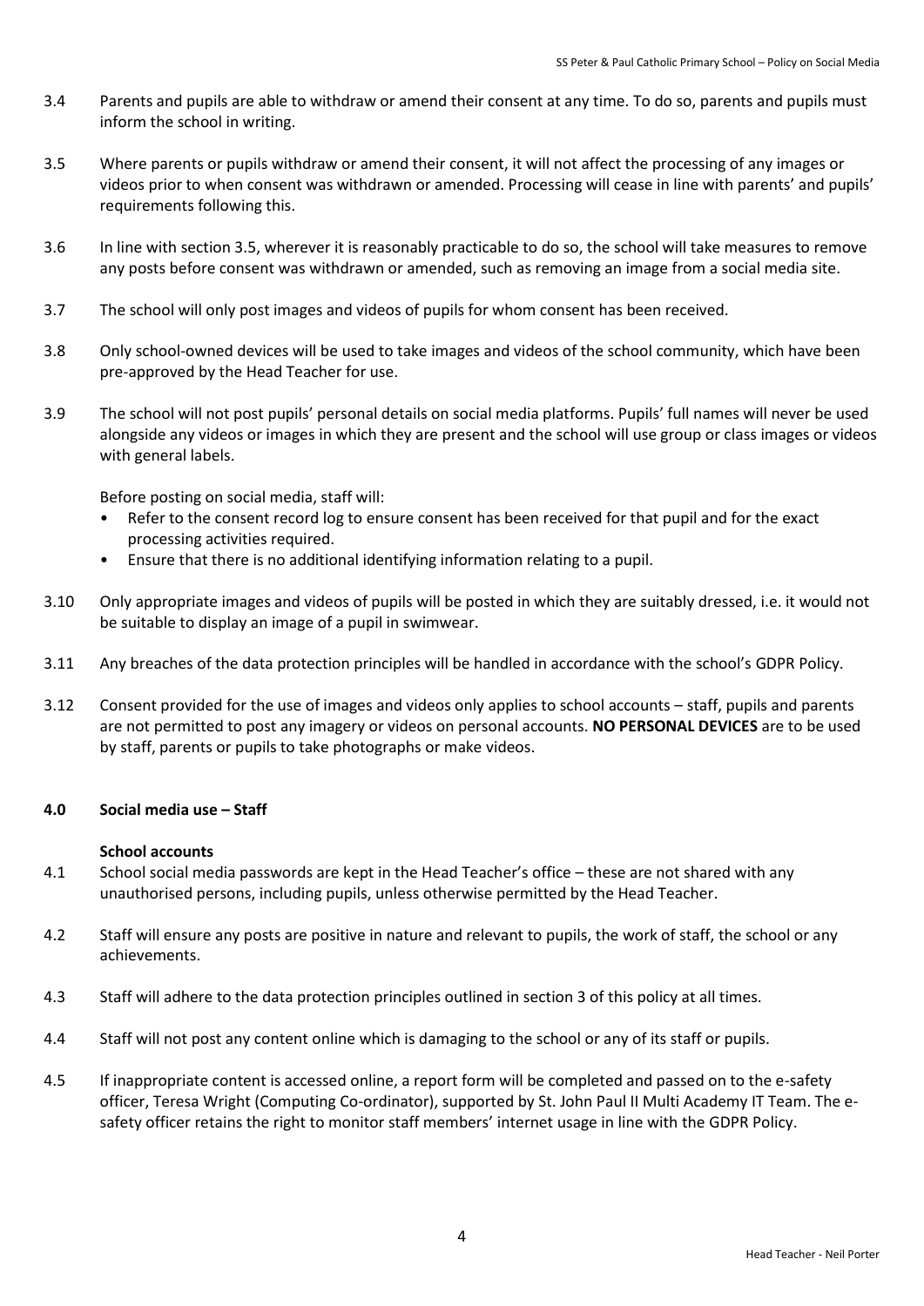3.4 Parents and pupils are able to withdraw or amend their consent at any time. To do so, parents and pupils must inform the school in writing.

3.5 Where parents or pupils withdraw or amend their consent, it will not affect the processing of any images or videos prior to when consent was withdrawn or amended. Processing will cease in line with parents' and pupils' requirements following this.

3.6 In line with section 3.5, wherever it is reasonably practicable to do so, the school will take measures to remove any posts before consent was withdrawn or amended, such as removing an image from a social media site.

3.7 The school will only post images and videos of pupils for whom consent has been received.

3.8 Only school-owned devices will be used to take images and videos of the school community, which have been pre-approved by the Head Teacher for use.

3.9 The school will not post pupils' personal details on social media platforms. Pupils' full names will never be used alongside any videos or images in which they are present and the school will use group or class images or videos with general labels.

Before posting on social media, staff will:

- Refer to the consent record log to ensure consent has been received for that pupil and for the exact processing activities required.
- Ensure that there is no additional identifying information relating to a pupil.

3.10 Only appropriate images and videos of pupils will be posted in which they are suitably dressed, i.e. it would not be suitable to display an image of a pupil in swimwear.

3.11 Any breaches of the data protection principles will be handled in accordance with the school's GDPR Policy.

3.12 Consent provided for the use of images and videos only applies to school accounts – staff, pupils and parents are not permitted to post any imagery or videos on personal accounts. **NO PERSONAL DEVICES** are to be used by staff, parents or pupils to take photographs or make videos.

## 4.0 Social media use – Staff

### School accounts

4.1 School social media passwords are kept in the Head Teacher's office – these are not shared with any unauthorised persons, including pupils, unless otherwise permitted by the Head Teacher.

4.2 Staff will ensure any posts are positive in nature and relevant to pupils, the work of staff, the school or any achievements.

4.3 Staff will adhere to the data protection principles outlined in section 3 of this policy at all times.

4.4 Staff will not post any content online which is damaging to the school or any of its staff or pupils.

4.5 If inappropriate content is accessed online, a report form will be completed and passed on to the e-safety officer, Teresa Wright (Computing Co-ordinator), supported by St. John Paul II Multi Academy IT Team. The e-safety officer retains the right to monitor staff members' internet usage in line with the GDPR Policy.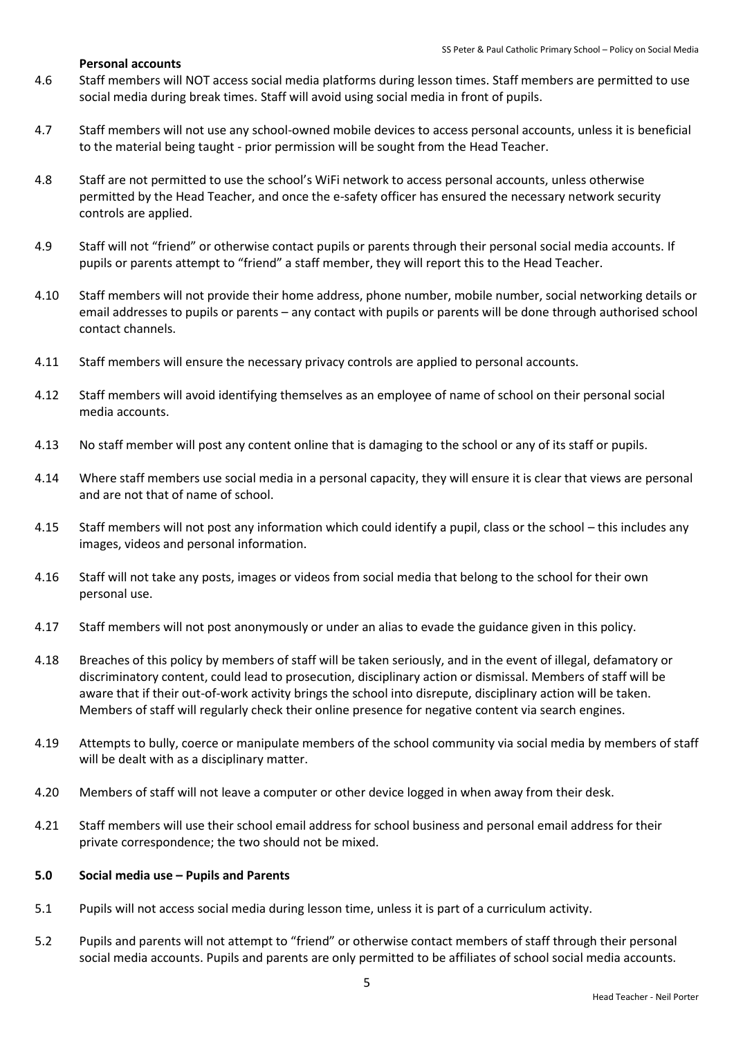**Personal accounts**

4.6 Staff members will NOT access social media platforms during lesson times. Staff members are permitted to use social media during break times. Staff will avoid using social media in front of pupils.

4.7 Staff members will not use any school-owned mobile devices to access personal accounts, unless it is beneficial to the material being taught - prior permission will be sought from the Head Teacher.

4.8 Staff are not permitted to use the school's WiFi network to access personal accounts, unless otherwise permitted by the Head Teacher, and once the e-safety officer has ensured the necessary network security controls are applied.

4.9 Staff will not "friend" or otherwise contact pupils or parents through their personal social media accounts. If pupils or parents attempt to "friend" a staff member, they will report this to the Head Teacher.

4.10 Staff members will not provide their home address, phone number, mobile number, social networking details or email addresses to pupils or parents – any contact with pupils or parents will be done through authorised school contact channels.

4.11 Staff members will ensure the necessary privacy controls are applied to personal accounts.

4.12 Staff members will avoid identifying themselves as an employee of name of school on their personal social media accounts.

4.13 No staff member will post any content online that is damaging to the school or any of its staff or pupils.

4.14 Where staff members use social media in a personal capacity, they will ensure it is clear that views are personal and are not that of name of school.

4.15 Staff members will not post any information which could identify a pupil, class or the school – this includes any images, videos and personal information.

4.16 Staff will not take any posts, images or videos from social media that belong to the school for their own personal use.

4.17 Staff members will not post anonymously or under an alias to evade the guidance given in this policy.

4.18 Breaches of this policy by members of staff will be taken seriously, and in the event of illegal, defamatory or discriminatory content, could lead to prosecution, disciplinary action or dismissal. Members of staff will be aware that if their out-of-work activity brings the school into disrepute, disciplinary action will be taken. Members of staff will regularly check their online presence for negative content via search engines.

4.19 Attempts to bully, coerce or manipulate members of the school community via social media by members of staff will be dealt with as a disciplinary matter.

4.20 Members of staff will not leave a computer or other device logged in when away from their desk.

4.21 Staff members will use their school email address for school business and personal email address for their private correspondence; the two should not be mixed.

**5.0 Social media use – Pupils and Parents**

5.1 Pupils will not access social media during lesson time, unless it is part of a curriculum activity.

5.2 Pupils and parents will not attempt to "friend" or otherwise contact members of staff through their personal social media accounts. Pupils and parents are only permitted to be affiliates of school social media accounts.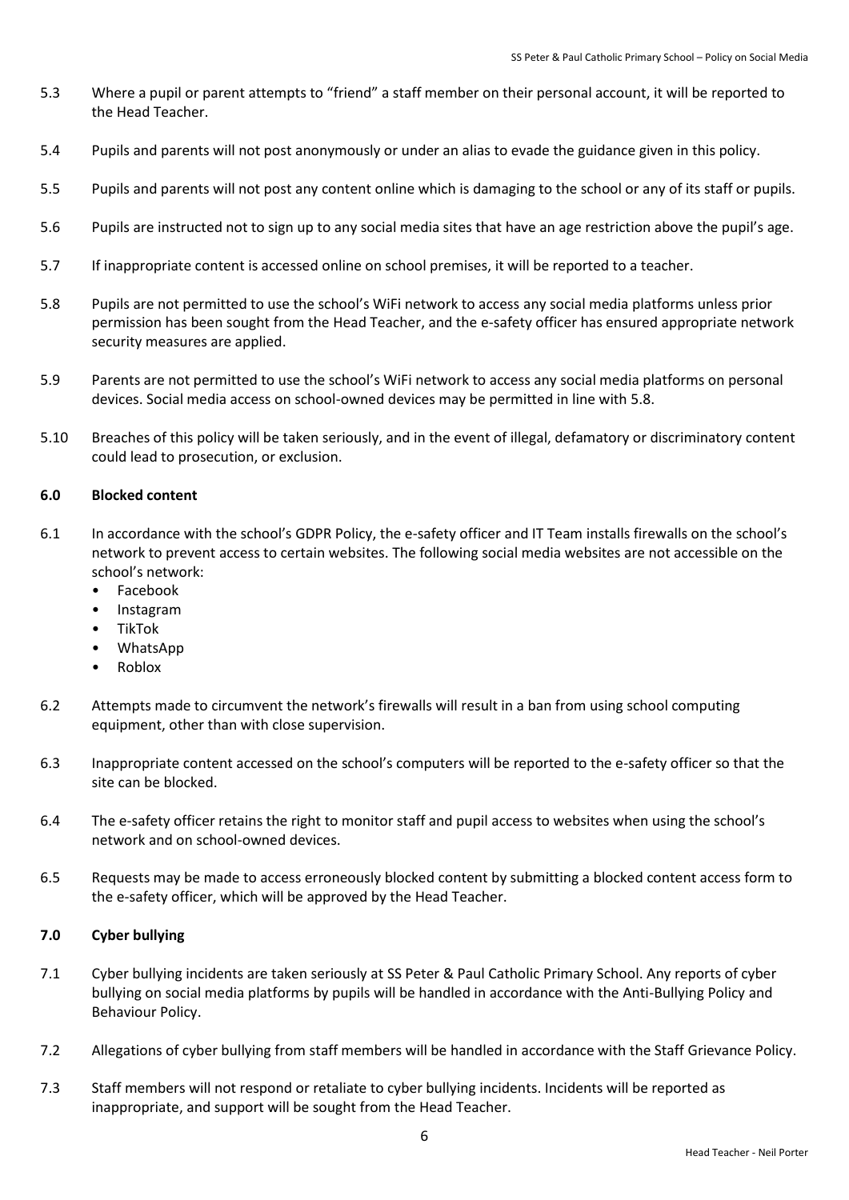5.3 Where a pupil or parent attempts to "friend" a staff member on their personal account, it will be reported to the Head Teacher.

5.4 Pupils and parents will not post anonymously or under an alias to evade the guidance given in this policy.

5.5 Pupils and parents will not post any content online which is damaging to the school or any of its staff or pupils.

5.6 Pupils are instructed not to sign up to any social media sites that have an age restriction above the pupil's age.

5.7 If inappropriate content is accessed online on school premises, it will be reported to a teacher.

5.8 Pupils are not permitted to use the school's WiFi network to access any social media platforms unless prior permission has been sought from the Head Teacher, and the e-safety officer has ensured appropriate network security measures are applied.

5.9 Parents are not permitted to use the school's WiFi network to access any social media platforms on personal devices. Social media access on school-owned devices may be permitted in line with 5.8.

5.10 Breaches of this policy will be taken seriously, and in the event of illegal, defamatory or discriminatory content could lead to prosecution, or exclusion.

**6.0 Blocked content**

6.1 In accordance with the school's GDPR Policy, the e-safety officer and IT Team installs firewalls on the school's network to prevent access to certain websites. The following social media websites are not accessible on the school's network:

- Facebook
- Instagram
- TikTok
- WhatsApp
- Roblox

6.2 Attempts made to circumvent the network's firewalls will result in a ban from using school computing equipment, other than with close supervision.

6.3 Inappropriate content accessed on the school's computers will be reported to the e-safety officer so that the site can be blocked.

6.4 The e-safety officer retains the right to monitor staff and pupil access to websites when using the school's network and on school-owned devices.

6.5 Requests may be made to access erroneously blocked content by submitting a blocked content access form to the e-safety officer, which will be approved by the Head Teacher.

**7.0 Cyber bullying**

7.1 Cyber bullying incidents are taken seriously at SS Peter & Paul Catholic Primary School. Any reports of cyber bullying on social media platforms by pupils will be handled in accordance with the Anti-Bullying Policy and Behaviour Policy.

7.2 Allegations of cyber bullying from staff members will be handled in accordance with the Staff Grievance Policy.

7.3 Staff members will not respond or retaliate to cyber bullying incidents. Incidents will be reported as inappropriate, and support will be sought from the Head Teacher.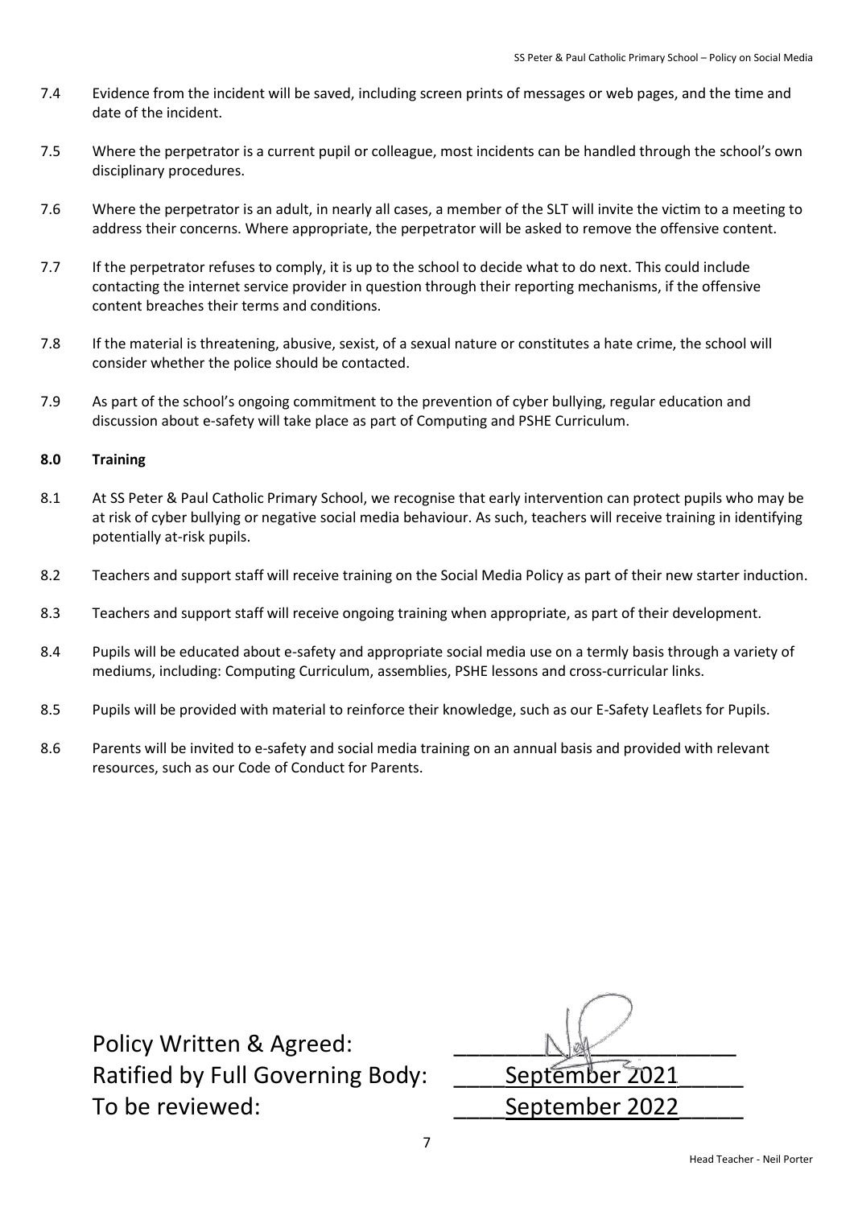7.4 Evidence from the incident will be saved, including screen prints of messages or web pages, and the time and date of the incident.

7.5 Where the perpetrator is a current pupil or colleague, most incidents can be handled through the school's own disciplinary procedures.

7.6 Where the perpetrator is an adult, in nearly all cases, a member of the SLT will invite the victim to a meeting to address their concerns. Where appropriate, the perpetrator will be asked to remove the offensive content.

7.7 If the perpetrator refuses to comply, it is up to the school to decide what to do next. This could include contacting the internet service provider in question through their reporting mechanisms, if the offensive content breaches their terms and conditions.

7.8 If the material is threatening, abusive, sexist, of a sexual nature or constitutes a hate crime, the school will consider whether the police should be contacted.

7.9 As part of the school's ongoing commitment to the prevention of cyber bullying, regular education and discussion about e-safety will take place as part of Computing and PSHE Curriculum.

**8.0 Training**

8.1 At SS Peter & Paul Catholic Primary School, we recognise that early intervention can protect pupils who may be at risk of cyber bullying or negative social media behaviour. As such, teachers will receive training in identifying potentially at-risk pupils.

8.2 Teachers and support staff will receive training on the Social Media Policy as part of their new starter induction.

8.3 Teachers and support staff will receive ongoing training when appropriate, as part of their development.

8.4 Pupils will be educated about e-safety and appropriate social media use on a termly basis through a variety of mediums, including: Computing Curriculum, assemblies, PSHE lessons and cross-curricular links.

8.5 Pupils will be provided with material to reinforce their knowledge, such as our E-Safety Leaflets for Pupils.

8.6 Parents will be invited to e-safety and social media training on an annual basis and provided with relevant resources, such as our Code of Conduct for Parents.

Policy Written & Agreed: ____________________

Ratified by Full Governing Body: ____September 2021_____

To be reviewed: ____September 2022_____

Head Teacher - Neil Porter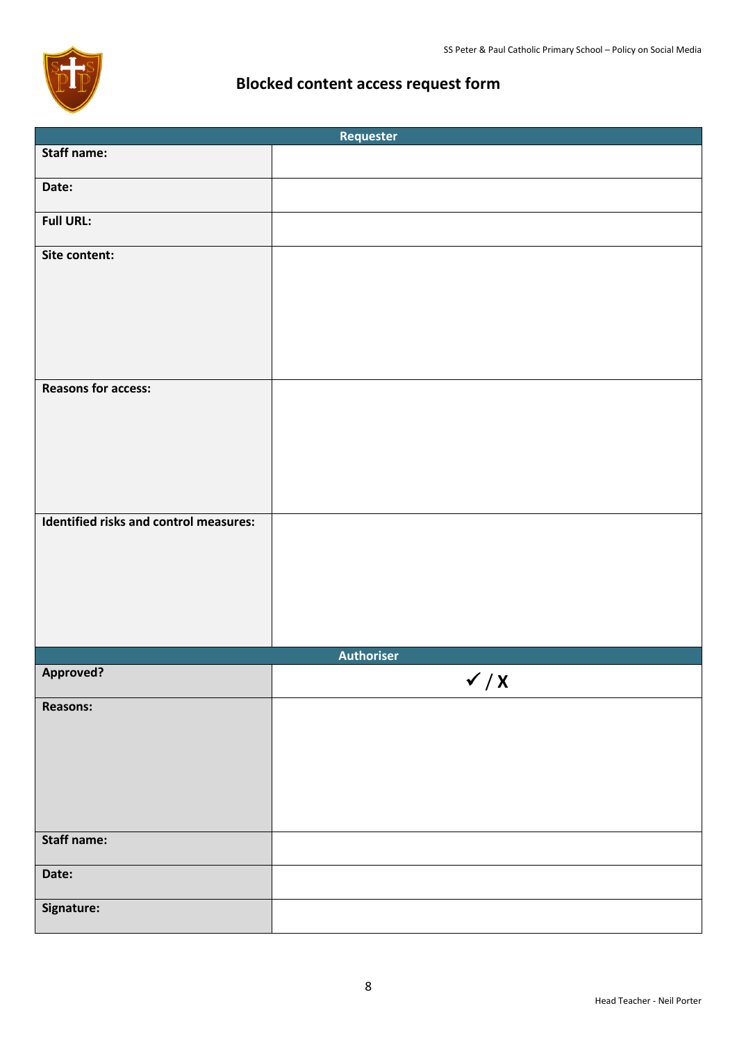# Blocked content access request form

| Requester | |
|---|---|
| **Staff name:** | |
| **Date:** | |
| **Full URL:** | |
| **Site content:** | |
| **Reasons for access:** | |
| **Identified risks and control measures:** | |
| **Authoriser** | |
| **Approved?** | ✓ / X |
| **Reasons:** | |
| **Staff name:** | |
| **Date:** | |
| **Signature:** | |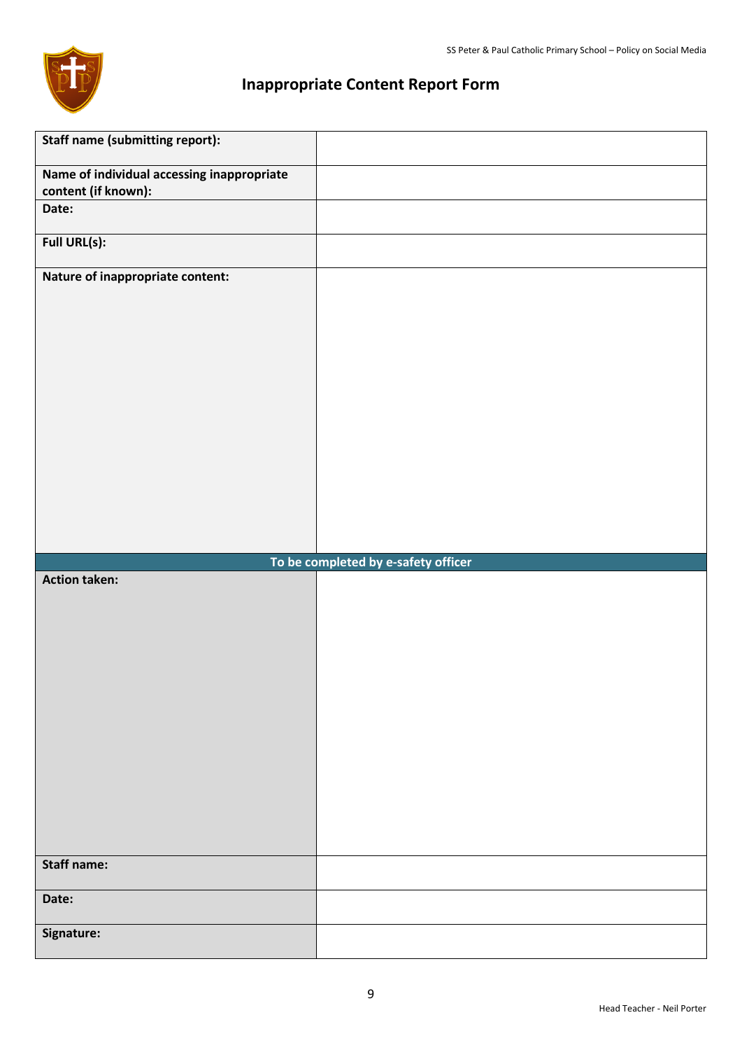# Inappropriate Content Report Form

| | |
|---|---|
| **Staff name (submitting report):** | |
| **Name of individual accessing inappropriate content (if known):** | |
| **Date:** | |
| **Full URL(s):** | |
| **Nature of inappropriate content:** | |
| **To be completed by e-safety officer** | |
| **Action taken:** | |
| **Staff name:** | |
| **Date:** | |
| **Signature:** | |